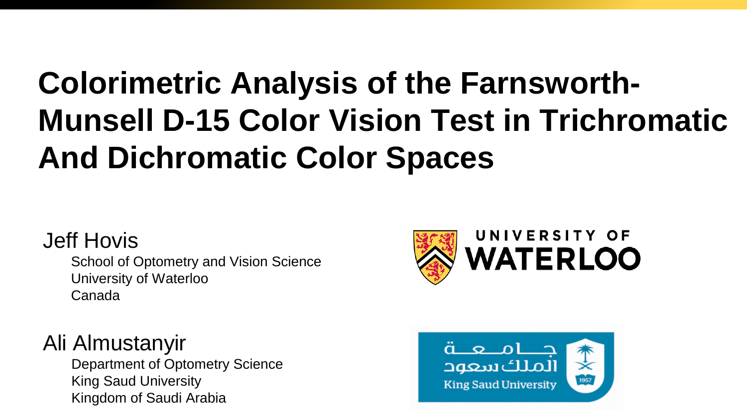# Colorimetric Analysis of the Farnsworth-Munsell D-15 Color Vision Test in Trichromatic And Dichromatic Color Spaces

Jeff Hovis

School of Optometry and Vision Science
University of Waterloo
Canada

Ali Almustanyir

Department of Optometry Science
King Saud University
Kingdom of Saudi Arabia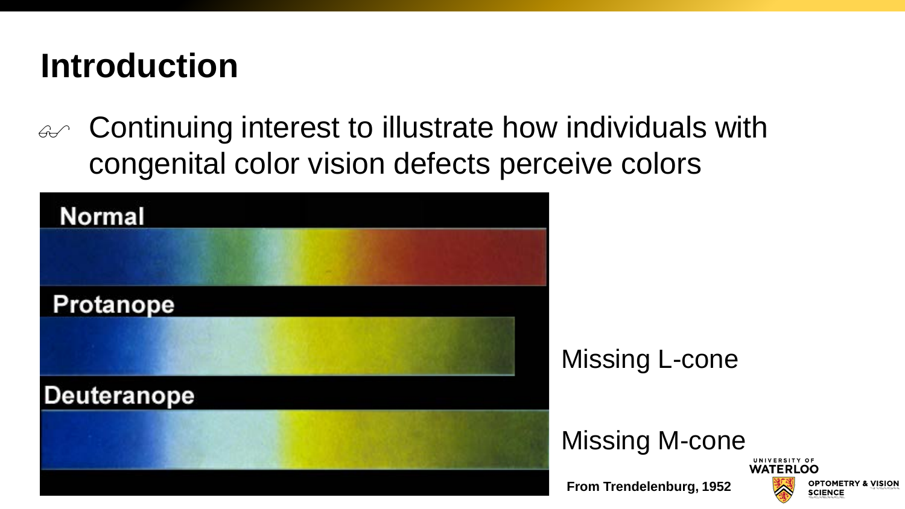# Introduction

- Continuing interest to illustrate how individuals with congenital color vision defects perceive colors

Normal

Protanope

Deuteranope

Missing L-cone

Missing M-cone

**From Trendelenburg, 1952**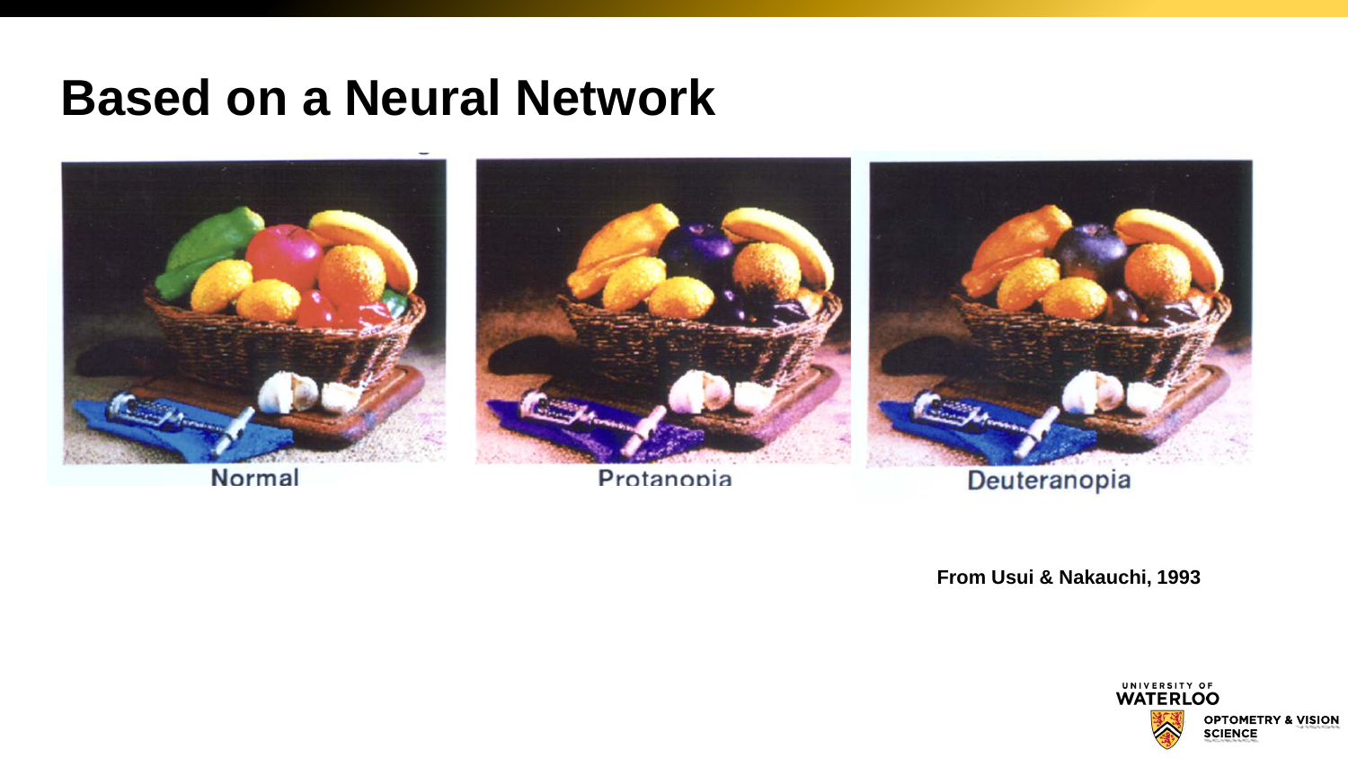# Based on a Neural Network

Normal

Protanopia

Deuteranopia

**From Usui & Nakauchi, 1993**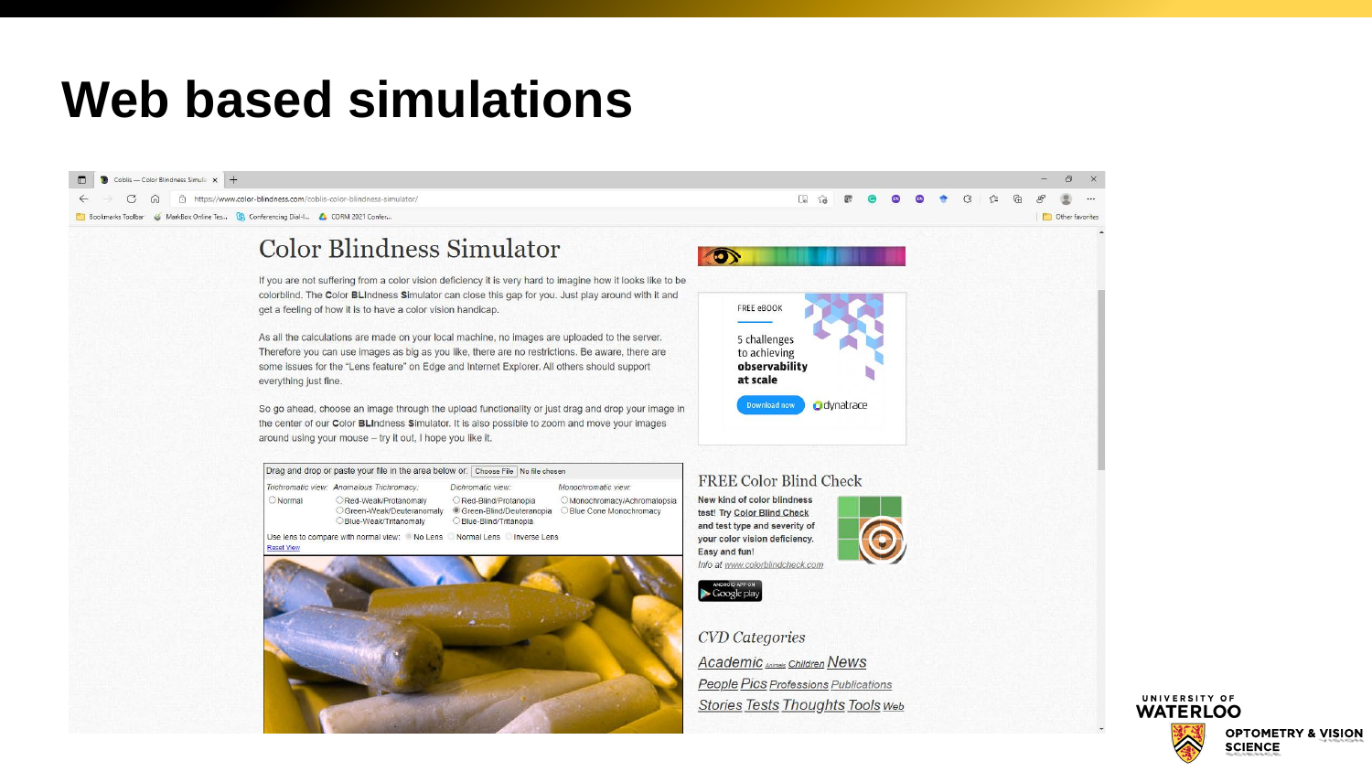# Web based simulations

Coblis — Color Blindness Simulator

https://www.color-blindness.com/coblis-color-blindness-simulator/

## Color Blindness Simulator

If you are not suffering from a color vision deficiency it is very hard to imagine how it looks like to be colorblind. The Color BLIndness Simulator can close this gap for you. Just play around with it and get a feeling of how it is to have a color vision handicap.

As all the calculations are made on your local machine, no images are uploaded to the server. Therefore you can use images as big as you like, there are no restrictions. Be aware, there are some issues for the "Lens feature" on Edge and Internet Explorer. All others should support everything just fine.

So go ahead, choose an image through the upload functionality or just drag and drop your image in the center of our Color BLIndness Simulator. It is also possible to zoom and move your images around using your mouse – try it out, I hope you like it.

Drag and drop or paste your file in the area below or: Choose File No file chosen

| Trichromatic view: | Anomalous Trichromacy: | Dichromatic view: | Monochromatic view: |
|---|---|---|---|
| Normal | Red-Weak/Protanomaly | Red-Blind/Protanopia | Monochromacy/Achromatopsia |
| | Green-Weak/Deuteranomaly | Green-Blind/Deuteranopia | Blue Cone Monochromacy |
| | Blue-Weak/Tritanomaly | Blue-Blind/Tritanopia | |

Use lens to compare with normal view: No Lens / Normal Lens / Inverse Lens

Reset View

FREE eBOOK

5 challenges to achieving **observability at scale**

Download now — dynatrace

### FREE Color Blind Check

**New kind of color blindness test! Try Color Blind Check and test type and severity of your color vision deficiency. Easy and fun!**

*Info at www.colorblindcheck.com*

Google play

### *CVD Categories*

*Academic Animals Children News People Pics Professions Publications Stories Tests Thoughts Tools Web*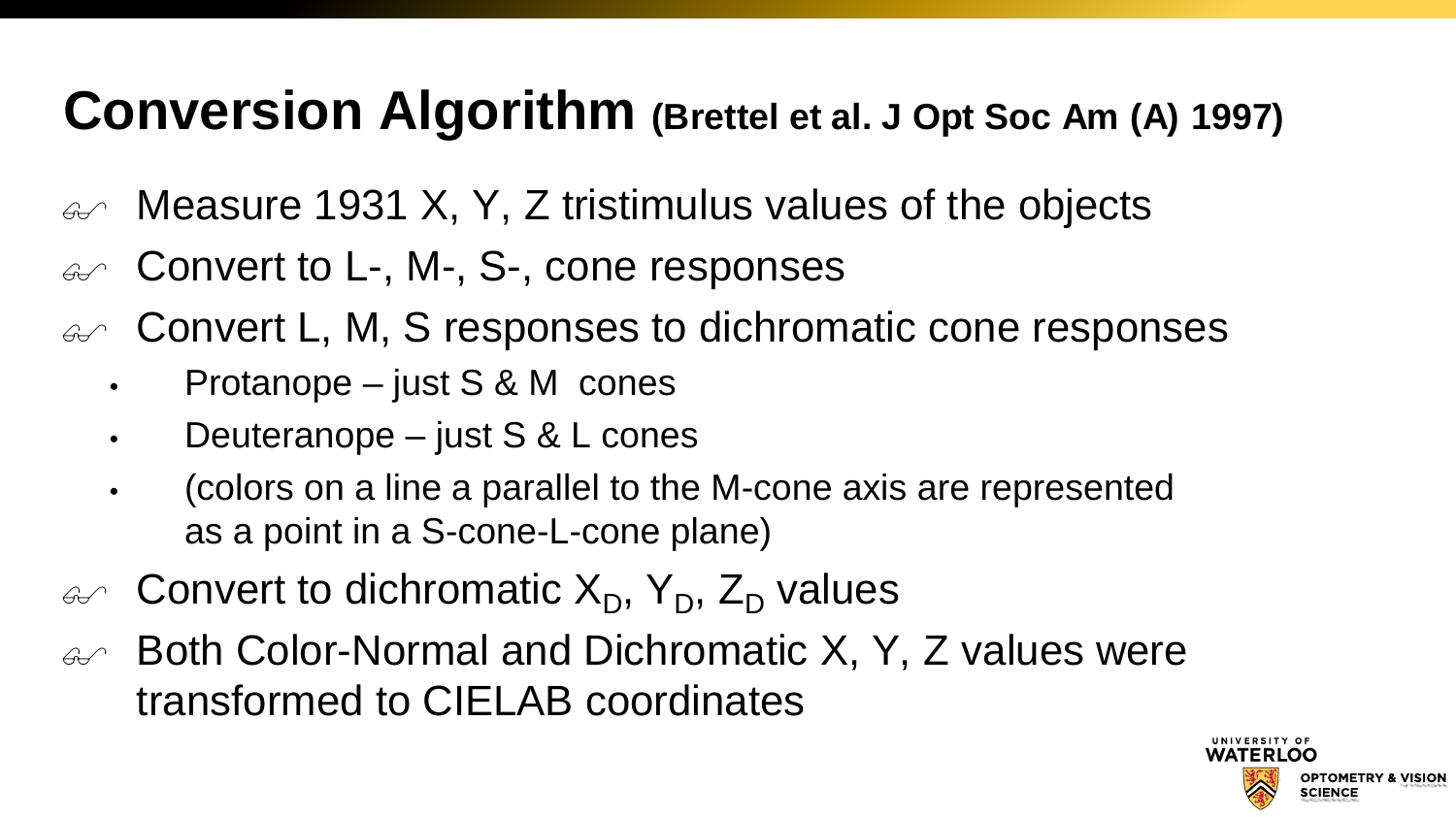# Conversion Algorithm (Brettel et al. J Opt Soc Am (A) 1997)

- Measure 1931 X, Y, Z tristimulus values of the objects
- Convert to L-, M-, S-, cone responses
- Convert L, M, S responses to dichromatic cone responses
  - Protanope – just S & M cones
  - Deuteranope – just S & L cones
  - (colors on a line a parallel to the M-cone axis are represented as a point in a S-cone-L-cone plane)
- Convert to dichromatic $X_D$, $Y_D$, $Z_D$ values
- Both Color-Normal and Dichromatic X, Y, Z values were transformed to CIELAB coordinates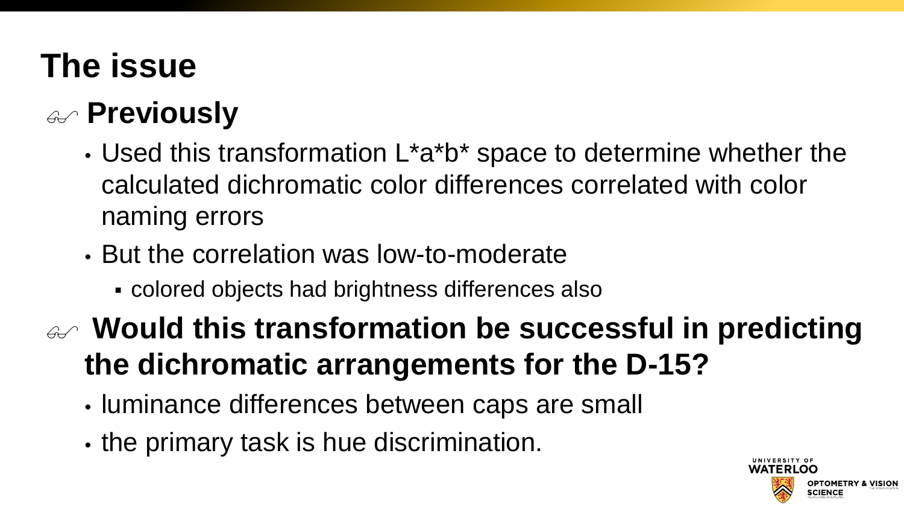# The issue

## Previously

- Used this transformation L*a*b* space to determine whether the calculated dichromatic color differences correlated with color naming errors
- But the correlation was low-to-moderate
  - colored objects had brightness differences also

## Would this transformation be successful in predicting the dichromatic arrangements for the D-15?

- luminance differences between caps are small
- the primary task is hue discrimination.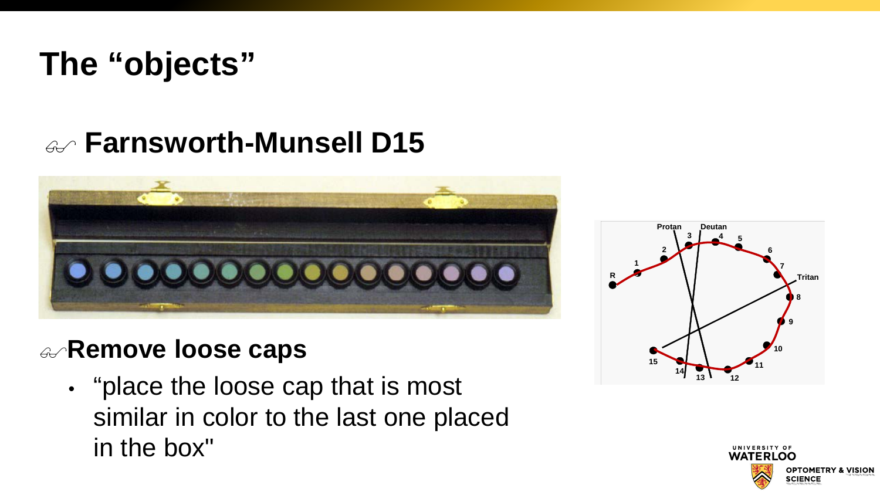# The "objects"

## Farnsworth-Munsell D15

## Remove loose caps

- "place the loose cap that is most similar in color to the last one placed in the box"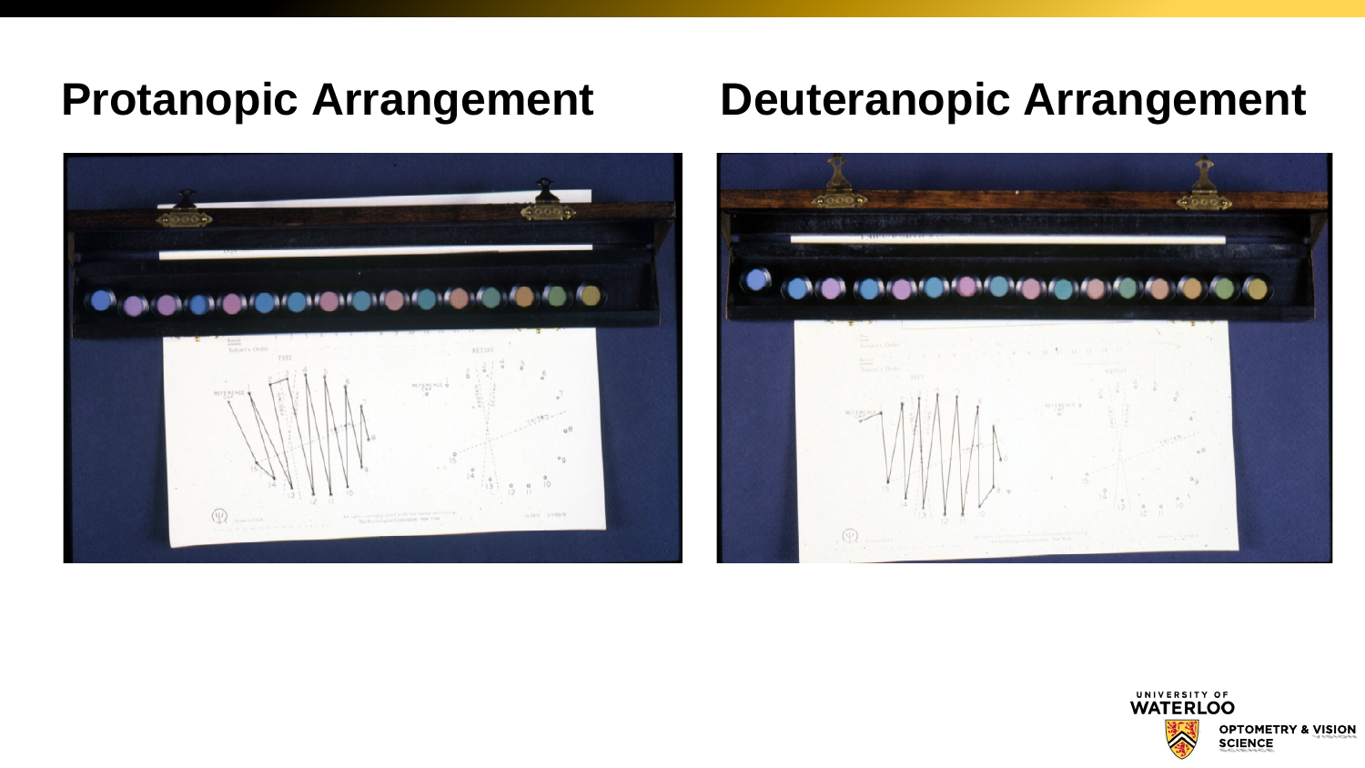## Protanopic Arrangement

## Deuteranopic Arrangement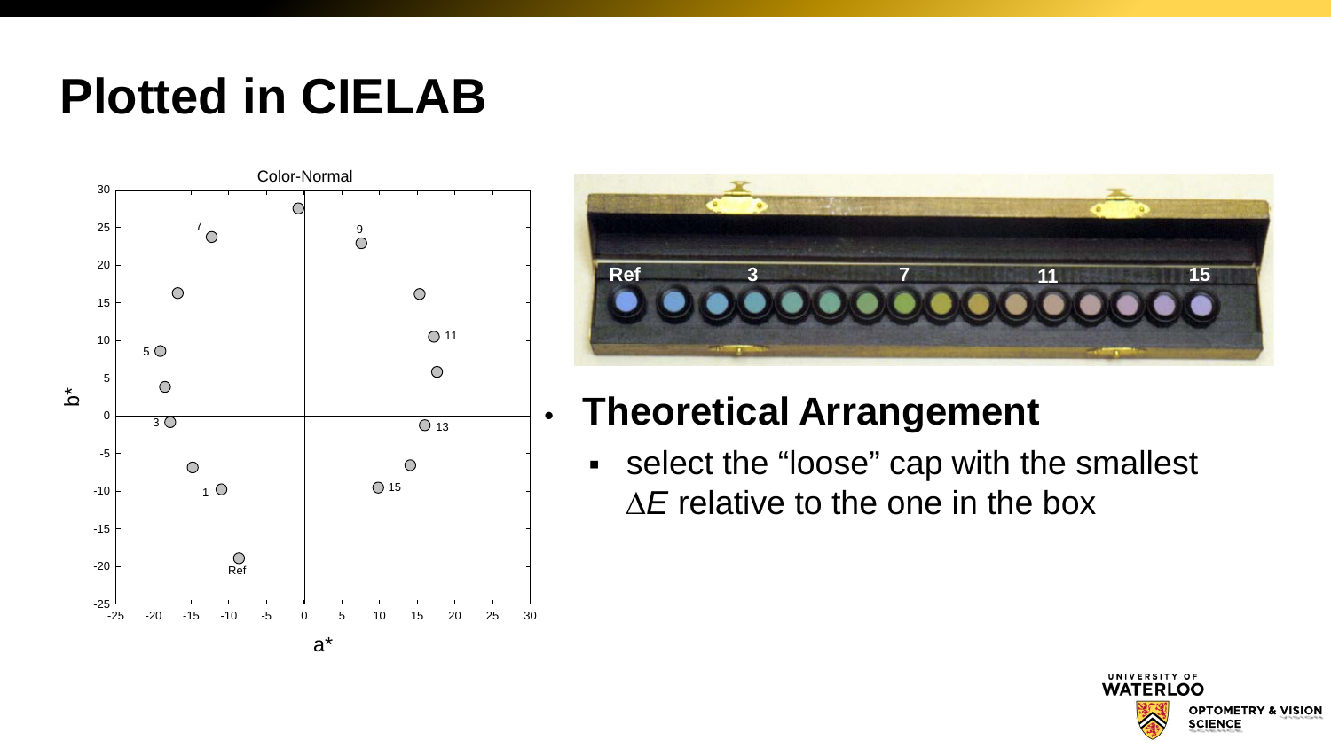# Plotted in CIELAB

- **Theoretical Arrangement**
  - select the “loose” cap with the smallest $\Delta E$ relative to the one in the box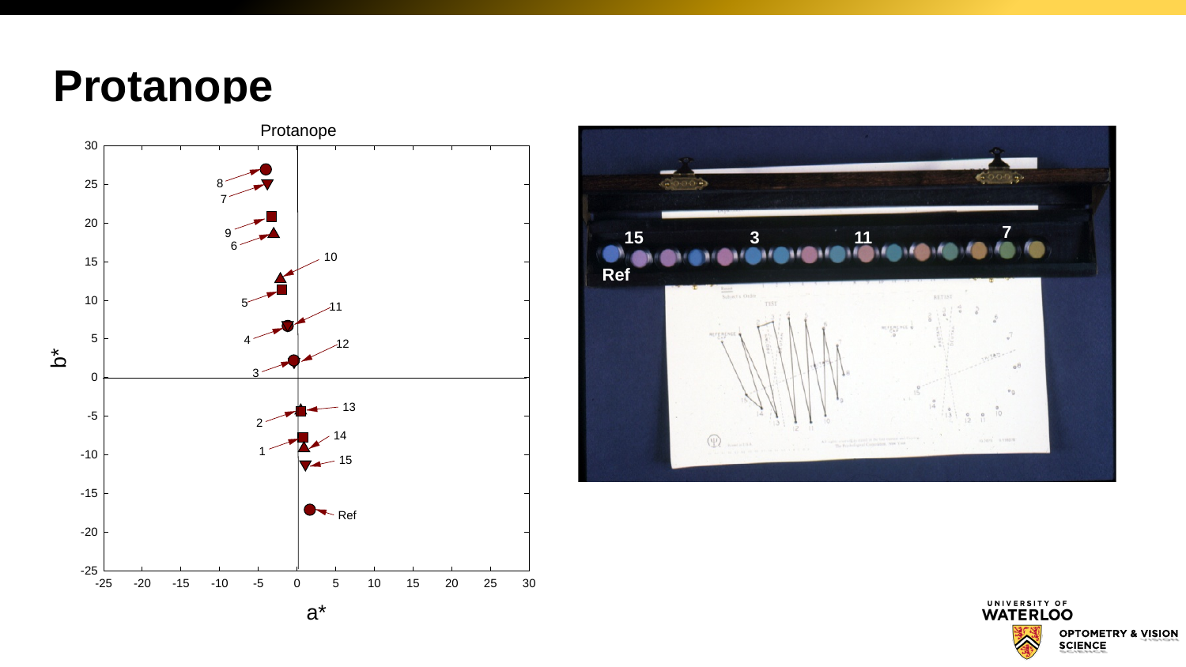# Protanope

Protanope

b*

a*

30, 25, 20, 15, 10, 5, 0, -5, -10, -15, -20, -25

-25, -20, -15, -10, -5, 0, 5, 10, 15, 20, 25, 30

8, 7, 9, 6, 10, 5, 11, 4, 12, 3, 13, 2, 14, 1, 15, Ref

15 3 11 7

Ref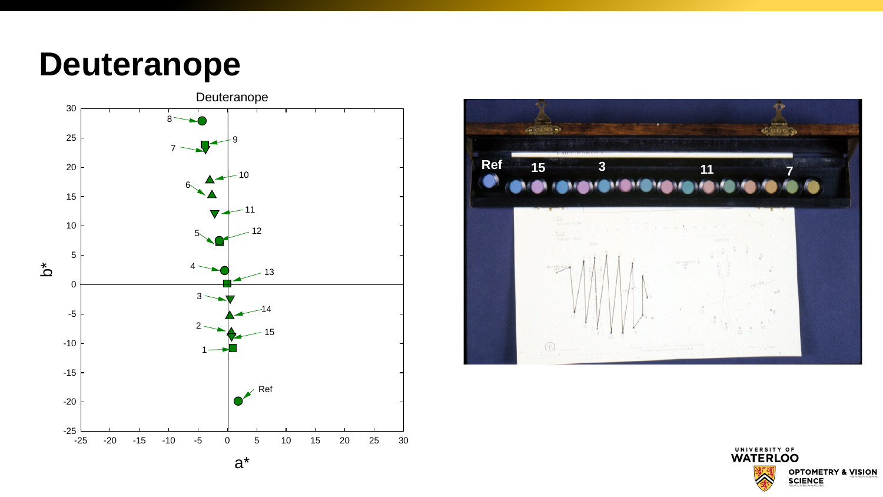# Deuteranope

Deuteranope

b*

a*

8, 9, 7, 10, 6, 11, 5, 12, 4, 13, 3, 14, 2, 15, 1, Ref

Ref 15 3 11 7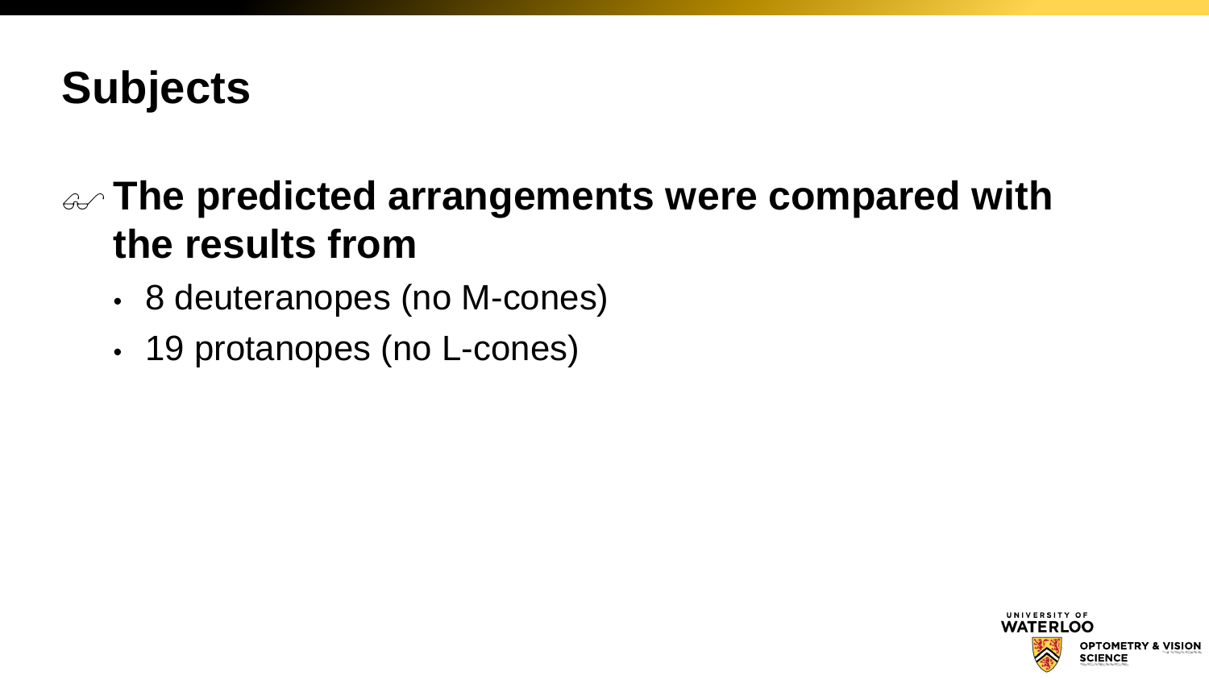# Subjects

- **The predicted arrangements were compared with the results from**
  - 8 deuteranopes (no M-cones)
  - 19 protanopes (no L-cones)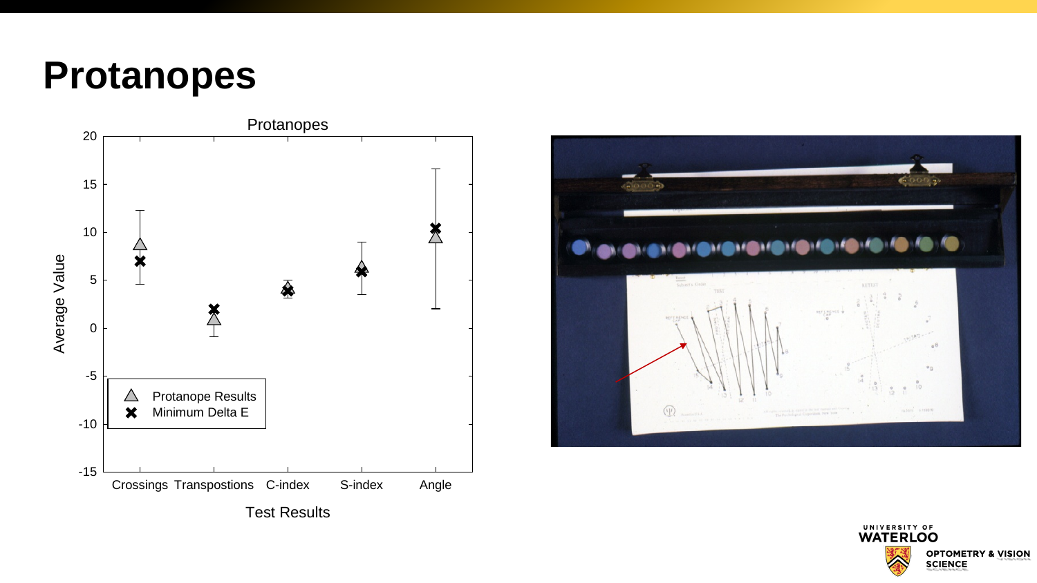# Protanopes

Protanopes

| | Crossings | Transpostions | C-index | S-index | Angle |
|---|---|---|---|---|---|
| Protanope Results | | | | | |
| Minimum Delta E | | | | | |

Average Value

Test Results

UNIVERSITY OF WATERLOO

OPTOMETRY & VISION SCIENCE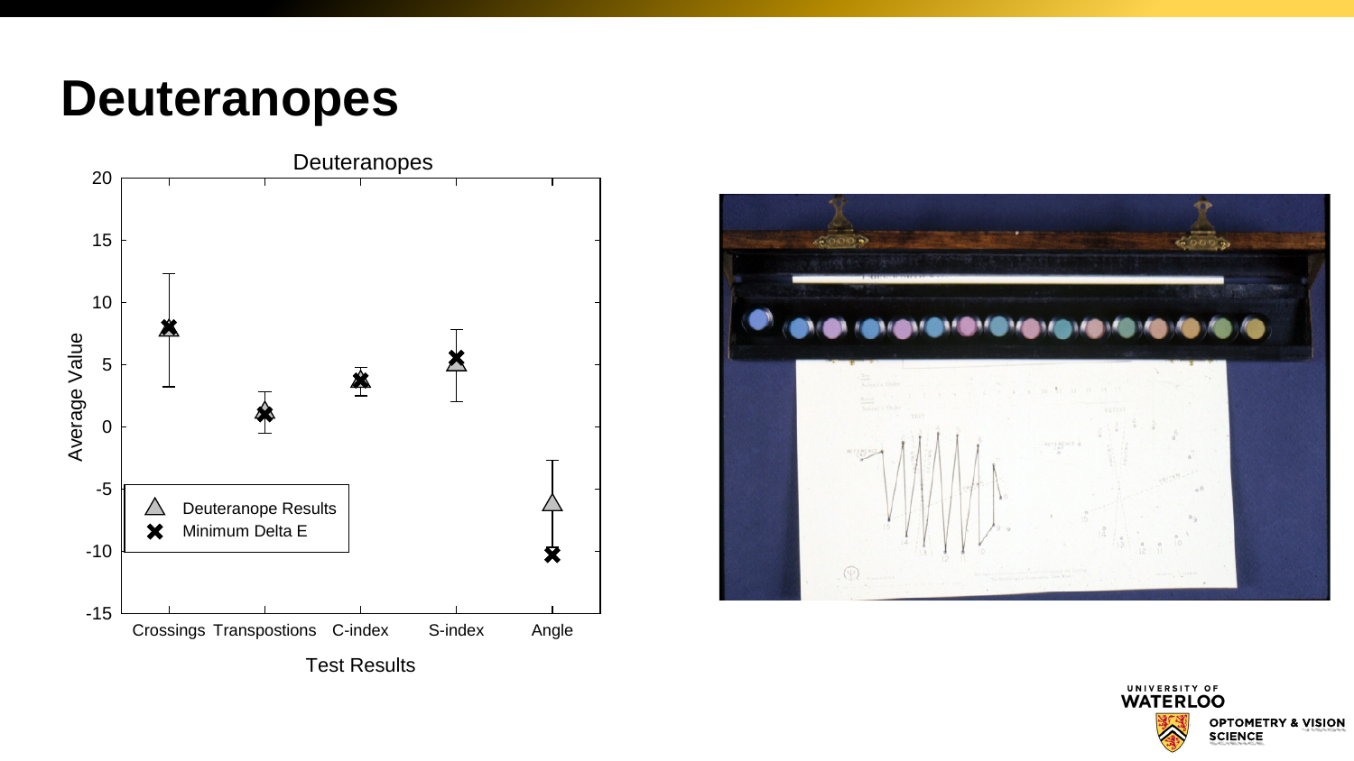# Deuteranopes

Deuteranopes

| Test Results | Deuteranope Results | Minimum Delta E |
|---|---|---|
| Crossings | | |
| Transpostions | | |
| C-index | | |
| S-index | | |
| Angle | | |

Average Value

Test Results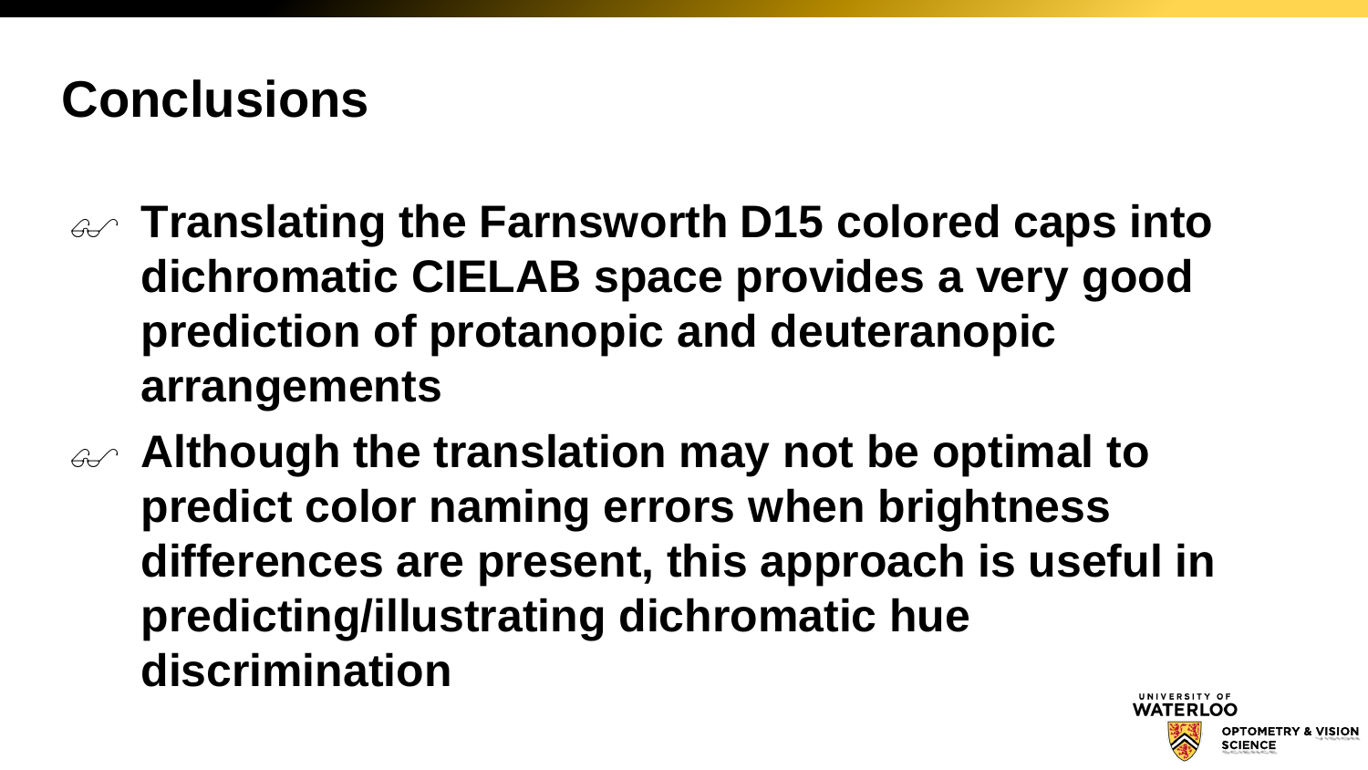# Conclusions

- **Translating the Farnsworth D15 colored caps into dichromatic CIELAB space provides a very good prediction of protanopic and deuteranopic arrangements**
- **Although the translation may not be optimal to predict color naming errors when brightness differences are present, this approach is useful in predicting/illustrating dichromatic hue discrimination**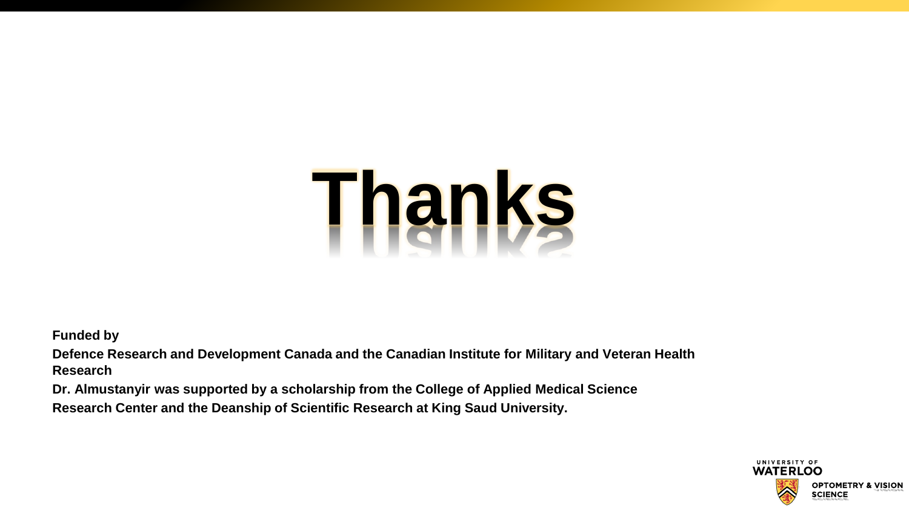# Thanks

**Funded by**

**Defence Research and Development Canada and the Canadian Institute for Military and Veteran Health Research**

**Dr. Almustanyir was supported by a scholarship from the College of Applied Medical Science Research Center and the Deanship of Scientific Research at King Saud University.**

UNIVERSITY OF WATERLOO

OPTOMETRY & VISION SCIENCE